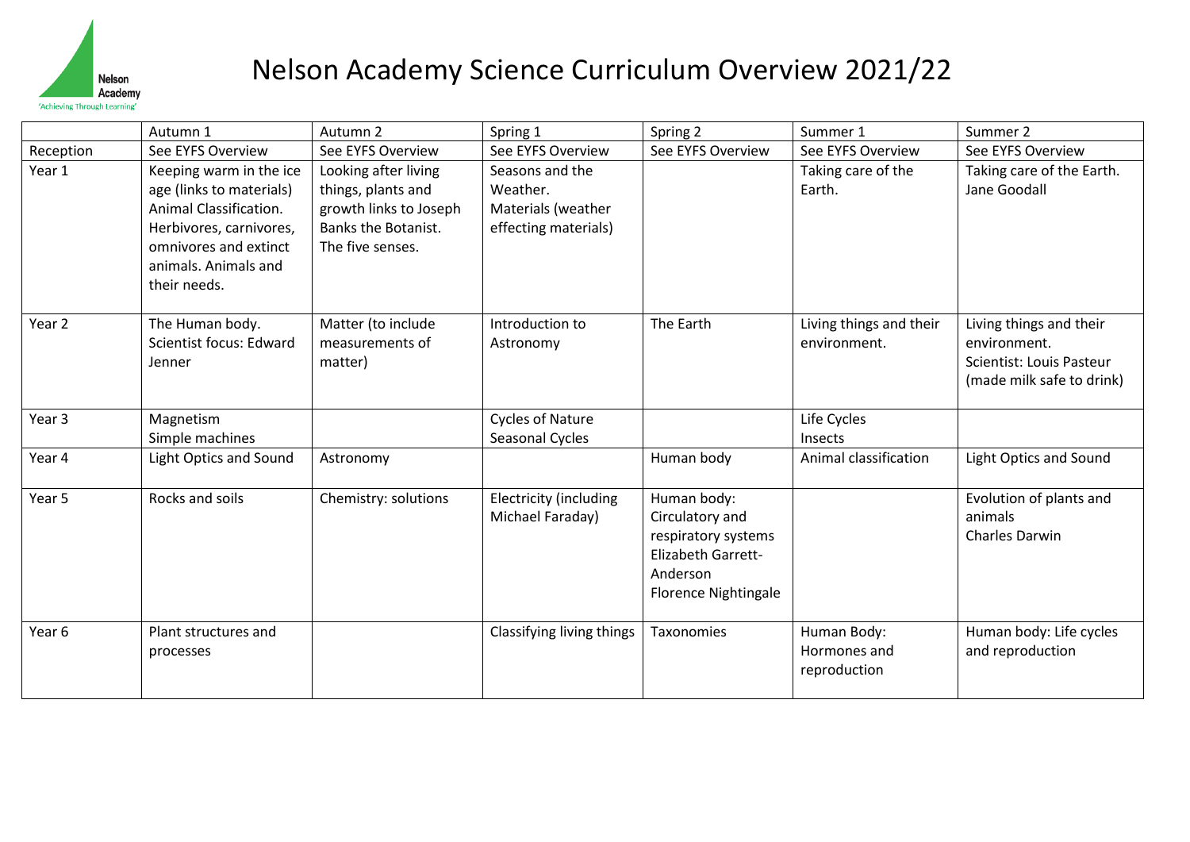Nelson Academy
'Achieving Through Learning'

# Nelson Academy Science Curriculum Overview 2021/22

| | Autumn 1 | Autumn 2 | Spring 1 | Spring 2 | Summer 1 | Summer 2 |
|---|---|---|---|---|---|---|
| Reception | See EYFS Overview | See EYFS Overview | See EYFS Overview | See EYFS Overview | See EYFS Overview | See EYFS Overview |
| Year 1 | Keeping warm in the ice age (links to materials) Animal Classification. Herbivores, carnivores, omnivores and extinct animals. Animals and their needs. | Looking after living things, plants and growth links to Joseph Banks the Botanist. The five senses. | Seasons and the Weather. Materials (weather effecting materials) | | Taking care of the Earth. | Taking care of the Earth. Jane Goodall |
| Year 2 | The Human body. Scientist focus: Edward Jenner | Matter (to include measurements of matter) | Introduction to Astronomy | The Earth | Living things and their environment. | Living things and their environment. Scientist: Louis Pasteur (made milk safe to drink) |
| Year 3 | Magnetism Simple machines | | Cycles of Nature Seasonal Cycles | | Life Cycles Insects | |
| Year 4 | Light Optics and Sound | Astronomy | | Human body | Animal classification | Light Optics and Sound |
| Year 5 | Rocks and soils | Chemistry: solutions | Electricity (including Michael Faraday) | Human body: Circulatory and respiratory systems Elizabeth Garrett-Anderson Florence Nightingale | | Evolution of plants and animals Charles Darwin |
| Year 6 | Plant structures and processes | | Classifying living things | Taxonomies | Human Body: Hormones and reproduction | Human body: Life cycles and reproduction |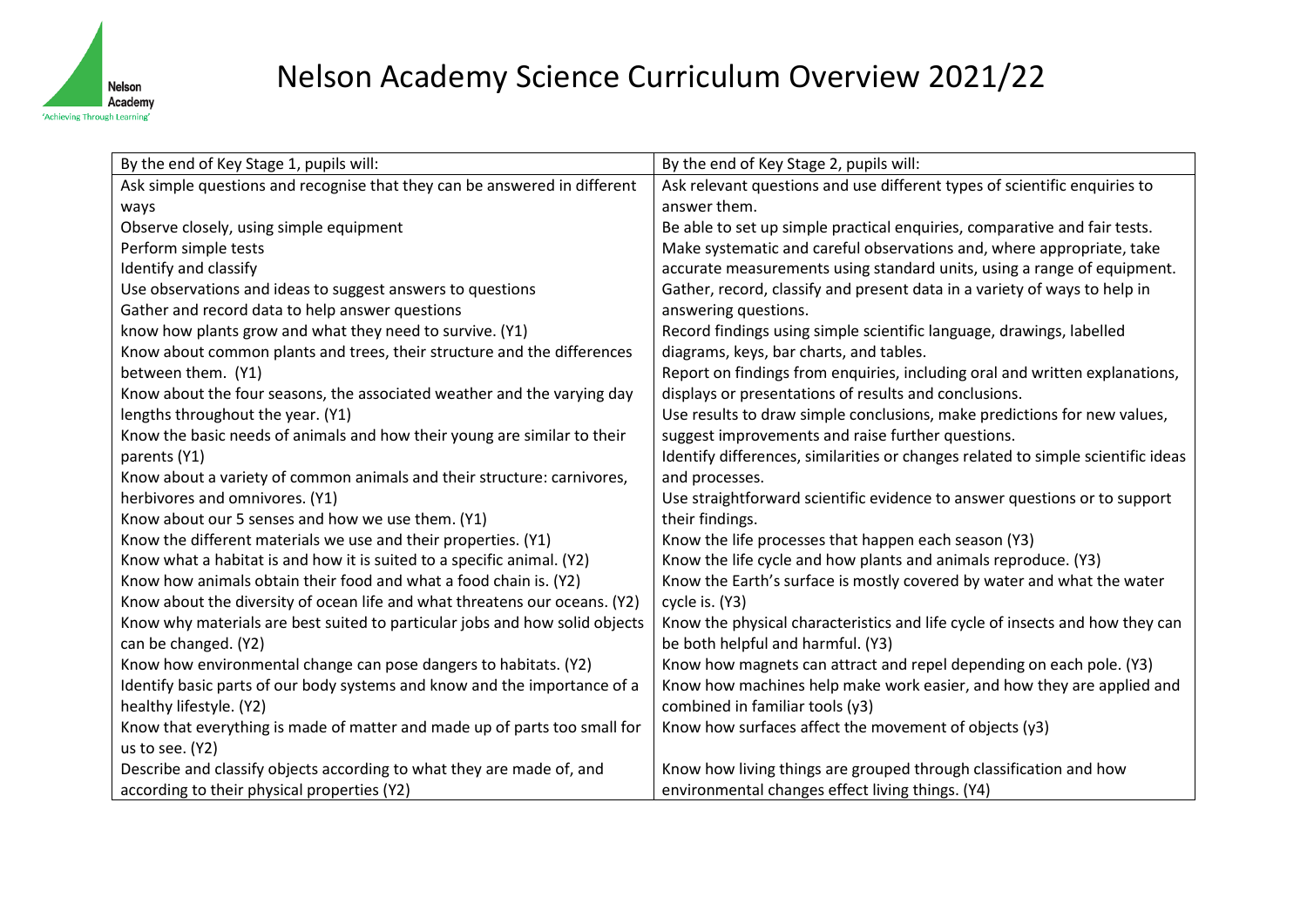# Nelson Academy Science Curriculum Overview 2021/22

| By the end of Key Stage 1, pupils will: | By the end of Key Stage 2, pupils will: |
|---|---|
| Ask simple questions and recognise that they can be answered in different ways<br>Observe closely, using simple equipment<br>Perform simple tests<br>Identify and classify<br>Use observations and ideas to suggest answers to questions<br>Gather and record data to help answer questions<br>know how plants grow and what they need to survive. (Y1)<br>Know about common plants and trees, their structure and the differences between them. (Y1)<br>Know about the four seasons, the associated weather and the varying day lengths throughout the year. (Y1)<br>Know the basic needs of animals and how their young are similar to their parents (Y1)<br>Know about a variety of common animals and their structure: carnivores, herbivores and omnivores. (Y1)<br>Know about our 5 senses and how we use them. (Y1)<br>Know the different materials we use and their properties. (Y1)<br>Know what a habitat is and how it is suited to a specific animal. (Y2)<br>Know how animals obtain their food and what a food chain is. (Y2)<br>Know about the diversity of ocean life and what threatens our oceans. (Y2)<br>Know why materials are best suited to particular jobs and how solid objects can be changed. (Y2)<br>Know how environmental change can pose dangers to habitats. (Y2)<br>Identify basic parts of our body systems and know and the importance of a healthy lifestyle. (Y2)<br>Know that everything is made of matter and made up of parts too small for us to see. (Y2) | Ask relevant questions and use different types of scientific enquiries to answer them.<br>Be able to set up simple practical enquiries, comparative and fair tests.<br>Make systematic and careful observations and, where appropriate, take accurate measurements using standard units, using a range of equipment.<br>Gather, record, classify and present data in a variety of ways to help in answering questions.<br>Record findings using simple scientific language, drawings, labelled diagrams, keys, bar charts, and tables.<br>Report on findings from enquiries, including oral and written explanations, displays or presentations of results and conclusions.<br>Use results to draw simple conclusions, make predictions for new values, suggest improvements and raise further questions.<br>Identify differences, similarities or changes related to simple scientific ideas and processes.<br>Use straightforward scientific evidence to answer questions or to support their findings.<br>Know the life processes that happen each season (Y3)<br>Know the life cycle and how plants and animals reproduce. (Y3)<br>Know the Earth's surface is mostly covered by water and what the water cycle is. (Y3)<br>Know the physical characteristics and life cycle of insects and how they can be both helpful and harmful. (Y3)<br>Know how magnets can attract and repel depending on each pole. (Y3)<br>Know how machines help make work easier, and how they are applied and combined in familiar tools (y3)<br>Know how surfaces affect the movement of objects (y3) |
| Describe and classify objects according to what they are made of, and according to their physical properties (Y2) | Know how living things are grouped through classification and how environmental changes effect living things. (Y4) |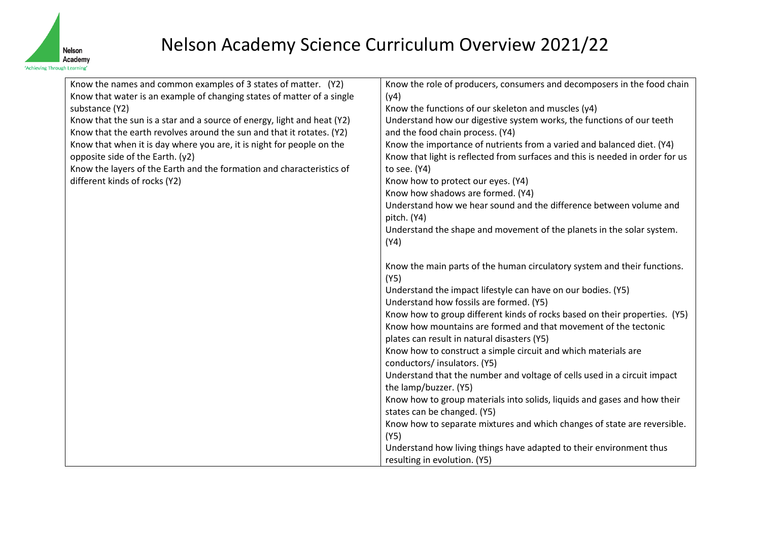# Nelson Academy Science Curriculum Overview 2021/22

| | |
|---|---|
| Know the names and common examples of 3 states of matter. (Y2)<br>Know that water is an example of changing states of matter of a single substance (Y2)<br>Know that the sun is a star and a source of energy, light and heat (Y2)<br>Know that the earth revolves around the sun and that it rotates. (Y2)<br>Know that when it is day where you are, it is night for people on the opposite side of the Earth. (y2)<br>Know the layers of the Earth and the formation and characteristics of different kinds of rocks (Y2) | Know the role of producers, consumers and decomposers in the food chain (y4)<br>Know the functions of our skeleton and muscles (y4)<br>Understand how our digestive system works, the functions of our teeth and the food chain process. (Y4)<br>Know the importance of nutrients from a varied and balanced diet. (Y4)<br>Know that light is reflected from surfaces and this is needed in order for us to see. (Y4)<br>Know how to protect our eyes. (Y4)<br>Know how shadows are formed. (Y4)<br>Understand how we hear sound and the difference between volume and pitch. (Y4)<br>Understand the shape and movement of the planets in the solar system. (Y4)<br><br>Know the main parts of the human circulatory system and their functions. (Y5)<br>Understand the impact lifestyle can have on our bodies. (Y5)<br>Understand how fossils are formed. (Y5)<br>Know how to group different kinds of rocks based on their properties. (Y5)<br>Know how mountains are formed and that movement of the tectonic plates can result in natural disasters (Y5)<br>Know how to construct a simple circuit and which materials are conductors/ insulators. (Y5)<br>Understand that the number and voltage of cells used in a circuit impact the lamp/buzzer. (Y5)<br>Know how to group materials into solids, liquids and gases and how their states can be changed. (Y5)<br>Know how to separate mixtures and which changes of state are reversible. (Y5)<br>Understand how living things have adapted to their environment thus resulting in evolution. (Y5) |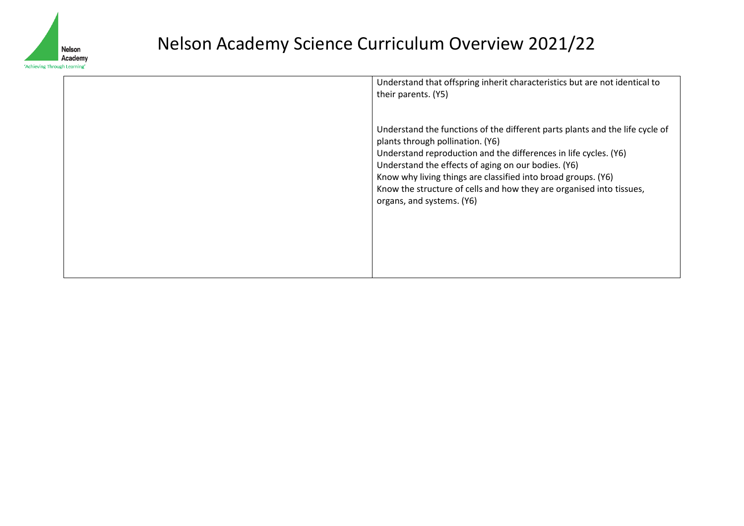# Nelson Academy Science Curriculum Overview 2021/22

| | |
|---|---|
| | Understand that offspring inherit characteristics but are not identical to their parents. (Y5)<br><br>Understand the functions of the different parts plants and the life cycle of plants through pollination. (Y6)<br>Understand reproduction and the differences in life cycles. (Y6)<br>Understand the effects of aging on our bodies. (Y6)<br>Know why living things are classified into broad groups. (Y6)<br>Know the structure of cells and how they are organised into tissues, organs, and systems. (Y6) |